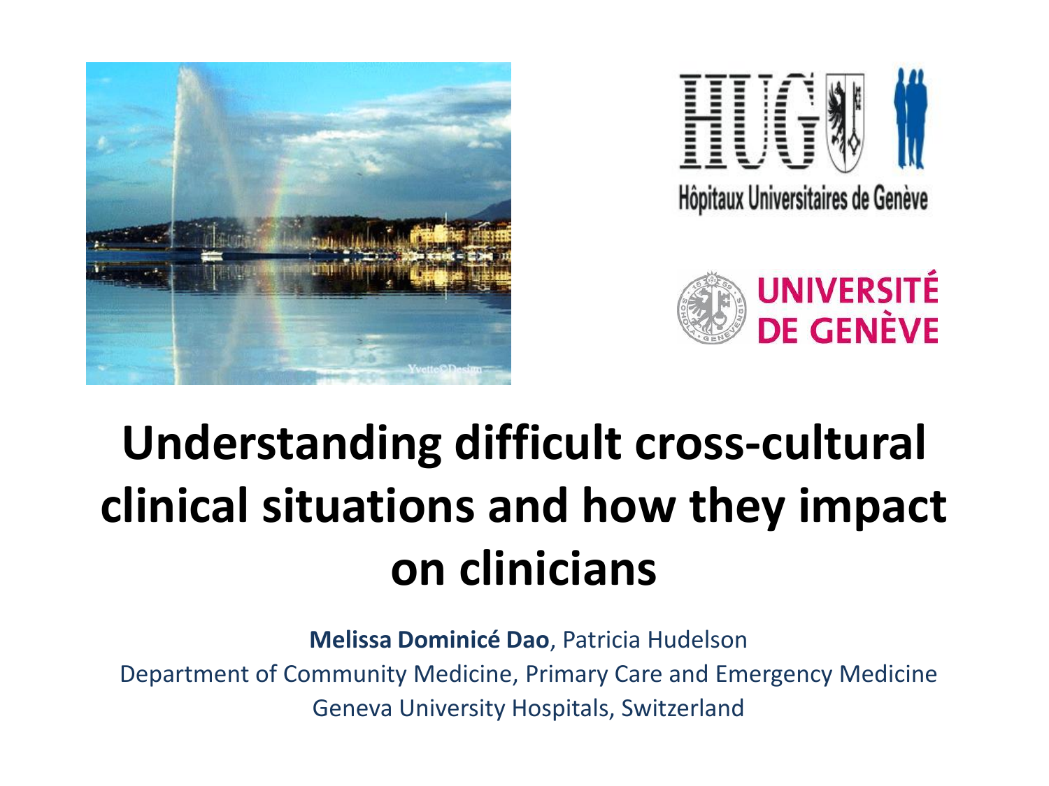Hôpitaux Universitaires de Genève

UNIVERSITÉ DE GENÈVE

# Understanding difficult cross-cultural clinical situations and how they impact on clinicians

**Melissa Dominicé Dao**, Patricia Hudelson

Department of Community Medicine, Primary Care and Emergency Medicine

Geneva University Hospitals, Switzerland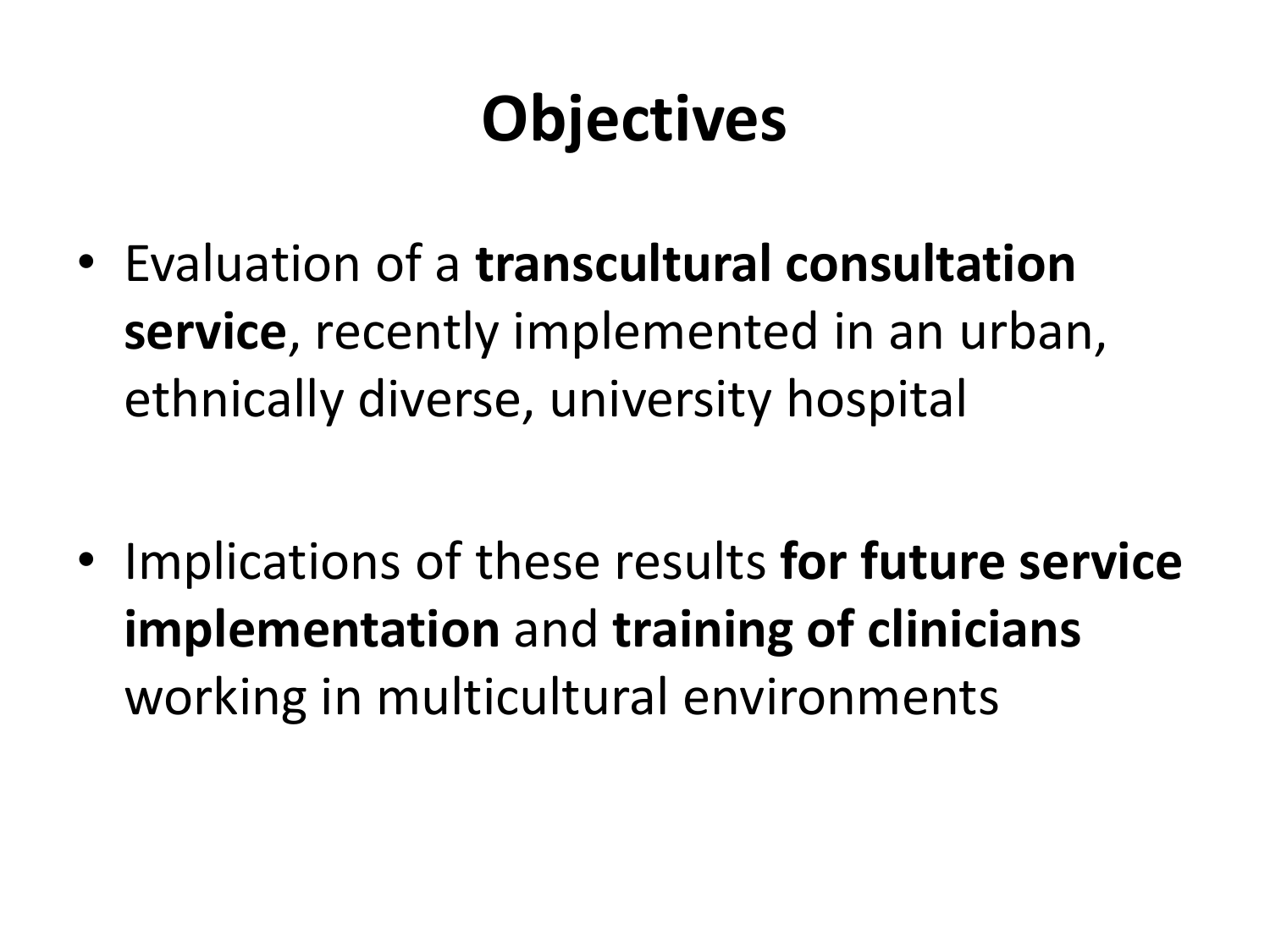# Objectives

- Evaluation of a **transcultural consultation service**, recently implemented in an urban, ethnically diverse, university hospital

- Implications of these results **for future service implementation** and **training of clinicians** working in multicultural environments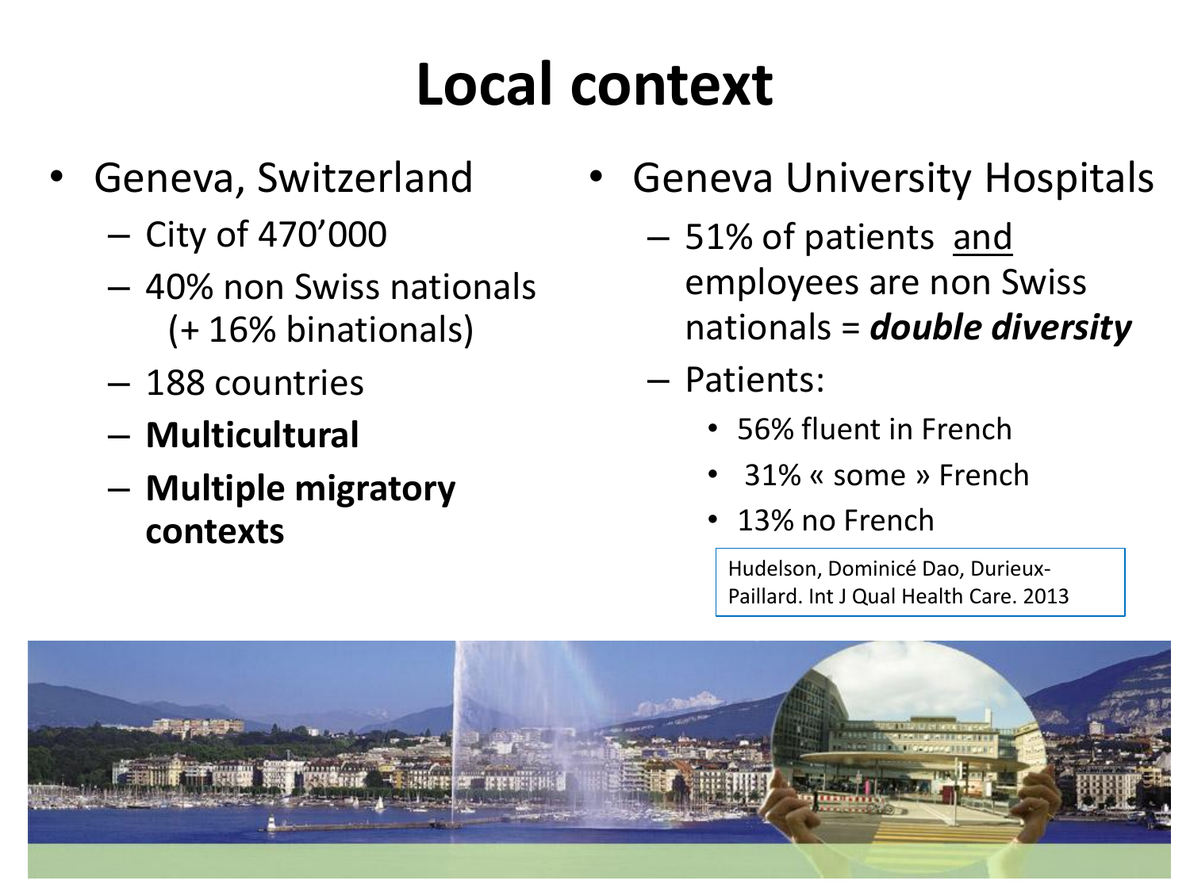# Local context

- Geneva, Switzerland
  - City of 470'000
  - 40% non Swiss nationals (+ 16% binationals)
  - 188 countries
  - **Multicultural**
  - **Multiple migratory contexts**
- Geneva University Hospitals
  - 51% of patients and employees are non Swiss nationals = ***double diversity***
  - Patients:
    - 56% fluent in French
    - 31% « some » French
    - 13% no French

Hudelson, Dominicé Dao, Durieux-Paillard. Int J Qual Health Care. 2013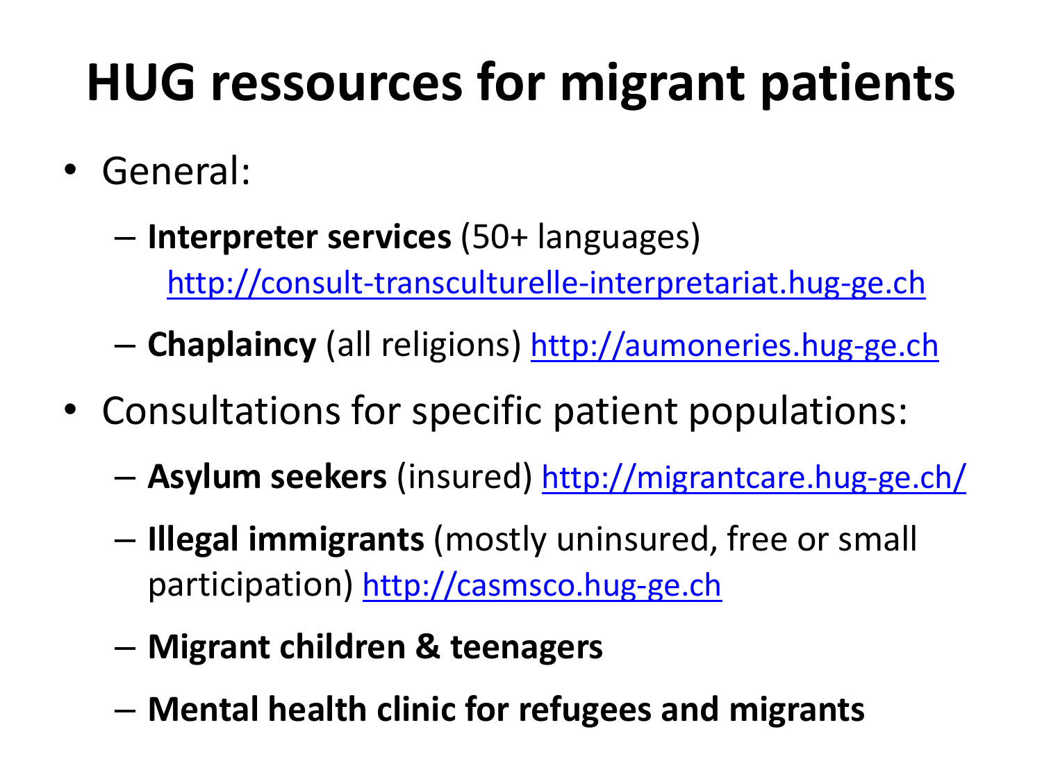# HUG ressources for migrant patients

- General:
  - **Interpreter services** (50+ languages) http://consult-transculturelle-interpretariat.hug-ge.ch
  - **Chaplaincy** (all religions) http://aumoneries.hug-ge.ch
- Consultations for specific patient populations:
  - **Asylum seekers** (insured) http://migrantcare.hug-ge.ch/
  - **Illegal immigrants** (mostly uninsured, free or small participation) http://casmsco.hug-ge.ch
  - **Migrant children & teenagers**
  - **Mental health clinic for refugees and migrants**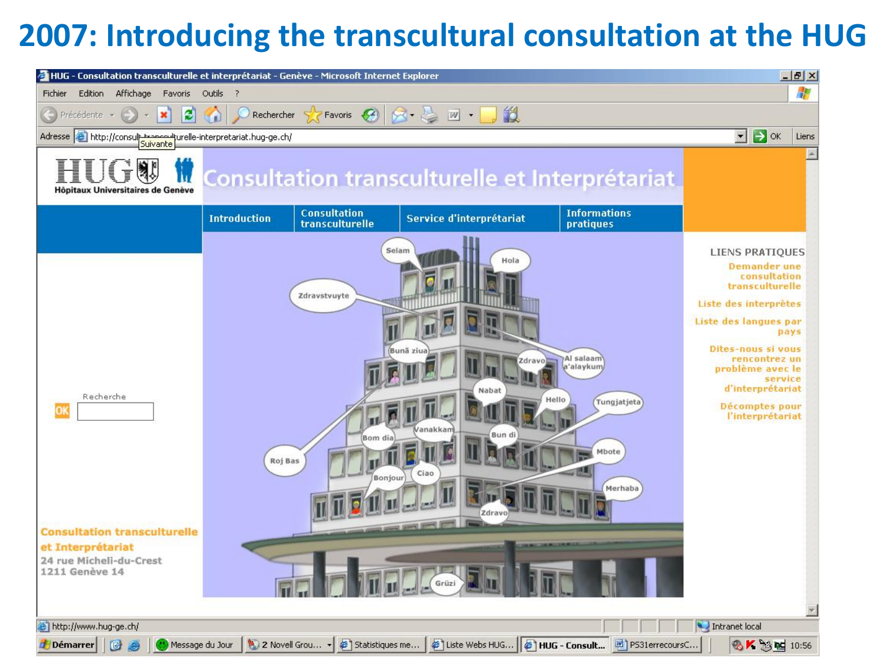# 2007: Introducing the transcultural consultation at the HUG

HUG - Consultation transculturelle et interprétariat - Genève - Microsoft Internet Explorer

Fichier Edition Affichage Favoris Outils ?

Précédente Rechercher Favoris

Adresse http://consult-transculturelle-interpretariat.hug-ge.ch/

HUG Hôpitaux Universitaires de Genève

Consultation transculturelle et Interprétariat

Introduction | Consultation transculturelle | Service d'interprétariat | Informations pratiques

Selam · Hola · Zdravstvuyte · Bună ziua · Zdravo · Al salaam a'alaykum · Nabat · Hello · Tungjatjeta · Vanakkam · Bom dia · Bun di · Roj Bas · Mbote · Ciao · Bonjour · Merhaba · Zdravo · Grüzi

Recherche OK

LIENS PRATIQUES

- Demander une consultation transculturelle
- Liste des interprètes
- Liste des langues par pays
- Dites-nous si vous rencontrez un problème avec le service d'interprétariat
- Décomptes pour l'interprétariat

Consultation transculturelle et Interprétariat
24 rue Micheli-du-Crest
1211 Genève 14

http://www.hug-ge.ch/ Intranet local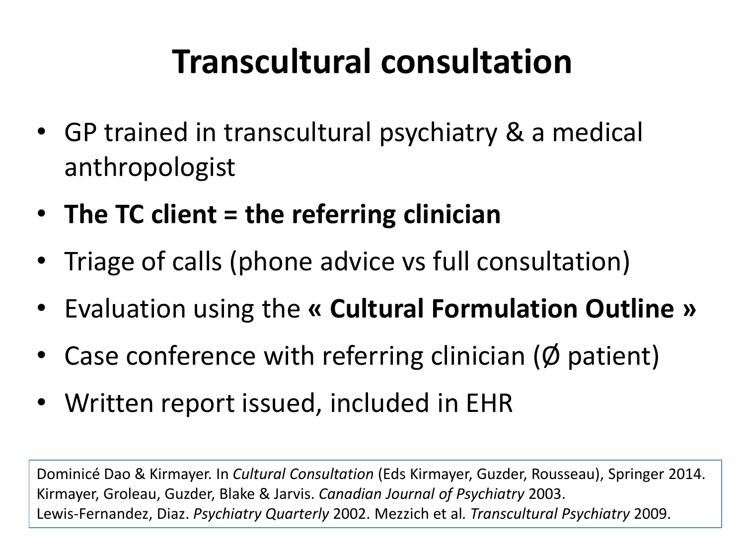# Transcultural consultation

- GP trained in transcultural psychiatry & a medical anthropologist
- **The TC client = the referring clinician**
- Triage of calls (phone advice vs full consultation)
- Evaluation using the **« Cultural Formulation Outline »**
- Case conference with referring clinician (Ø patient)
- Written report issued, included in EHR

Dominicé Dao & Kirmayer. In *Cultural Consultation* (Eds Kirmayer, Guzder, Rousseau), Springer 2014.
Kirmayer, Groleau, Guzder, Blake & Jarvis. *Canadian Journal of Psychiatry* 2003.
Lewis-Fernandez, Diaz. *Psychiatry Quarterly* 2002. Mezzich et al. *Transcultural Psychiatry* 2009.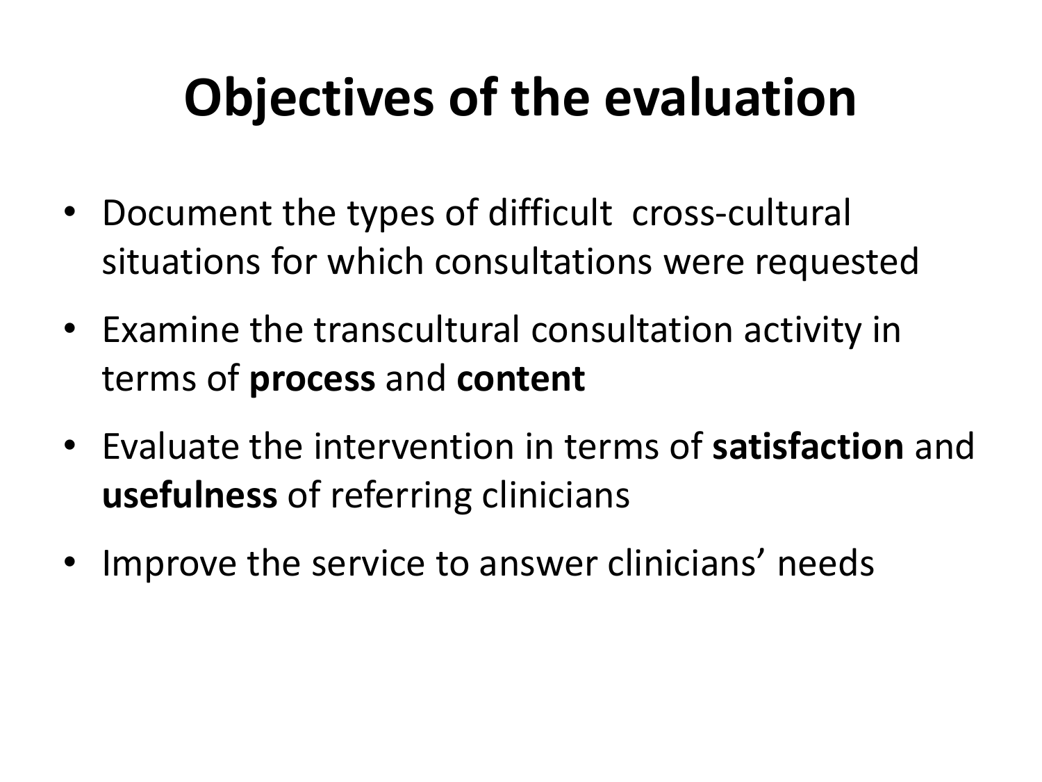# Objectives of the evaluation

- Document the types of difficult cross-cultural situations for which consultations were requested
- Examine the transcultural consultation activity in terms of **process** and **content**
- Evaluate the intervention in terms of **satisfaction** and **usefulness** of referring clinicians
- Improve the service to answer clinicians' needs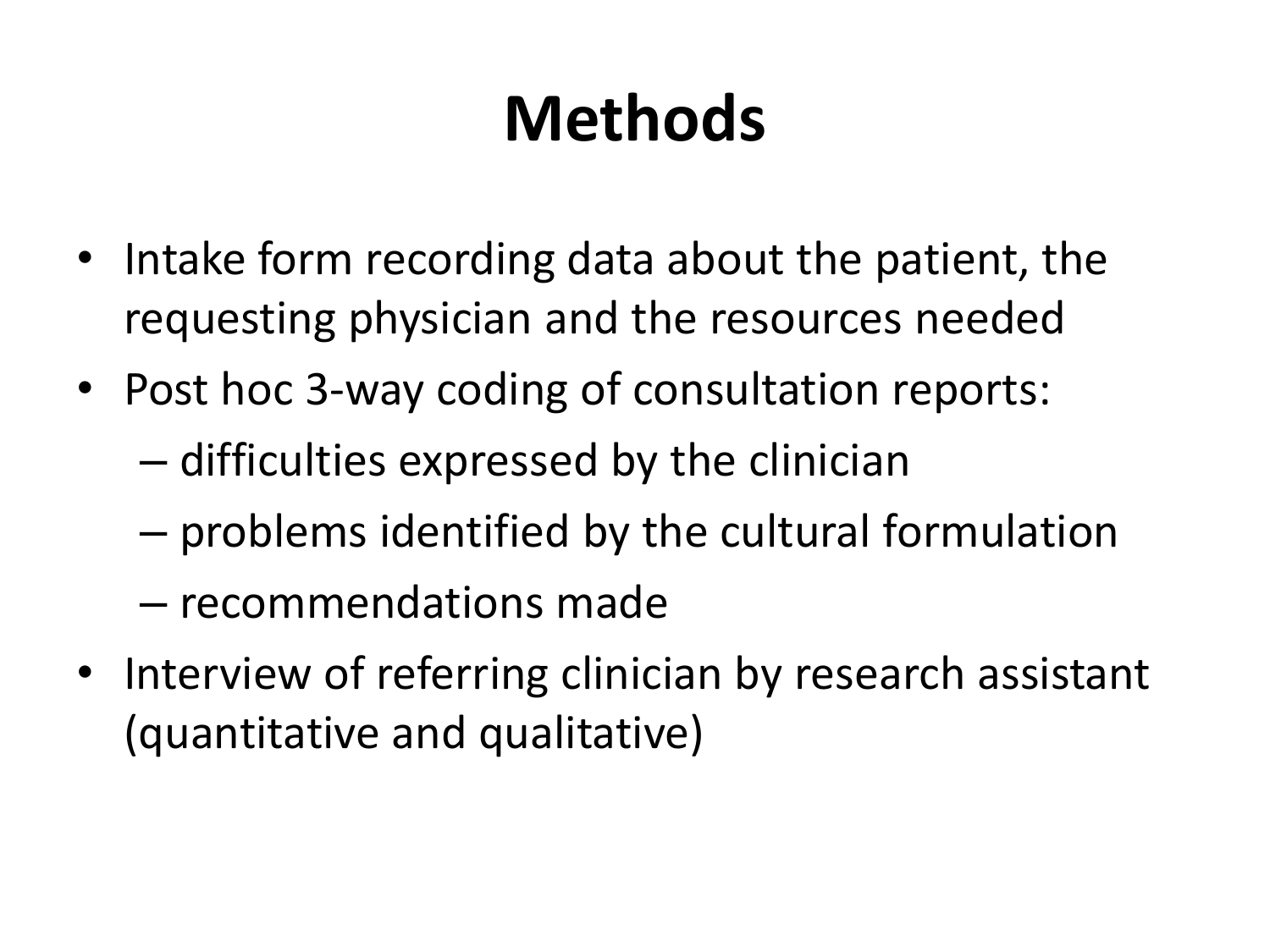# Methods

- Intake form recording data about the patient, the requesting physician and the resources needed
- Post hoc 3-way coding of consultation reports:
  - difficulties expressed by the clinician
  - problems identified by the cultural formulation
  - recommendations made
- Interview of referring clinician by research assistant (quantitative and qualitative)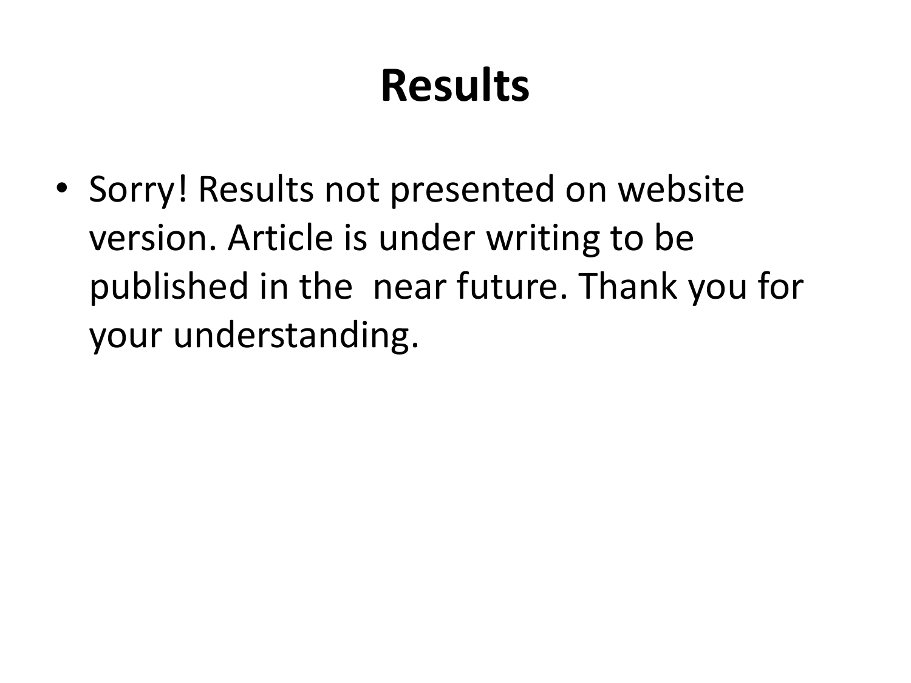# Results

- Sorry! Results not presented on website version. Article is under writing to be published in the  near future. Thank you for your understanding.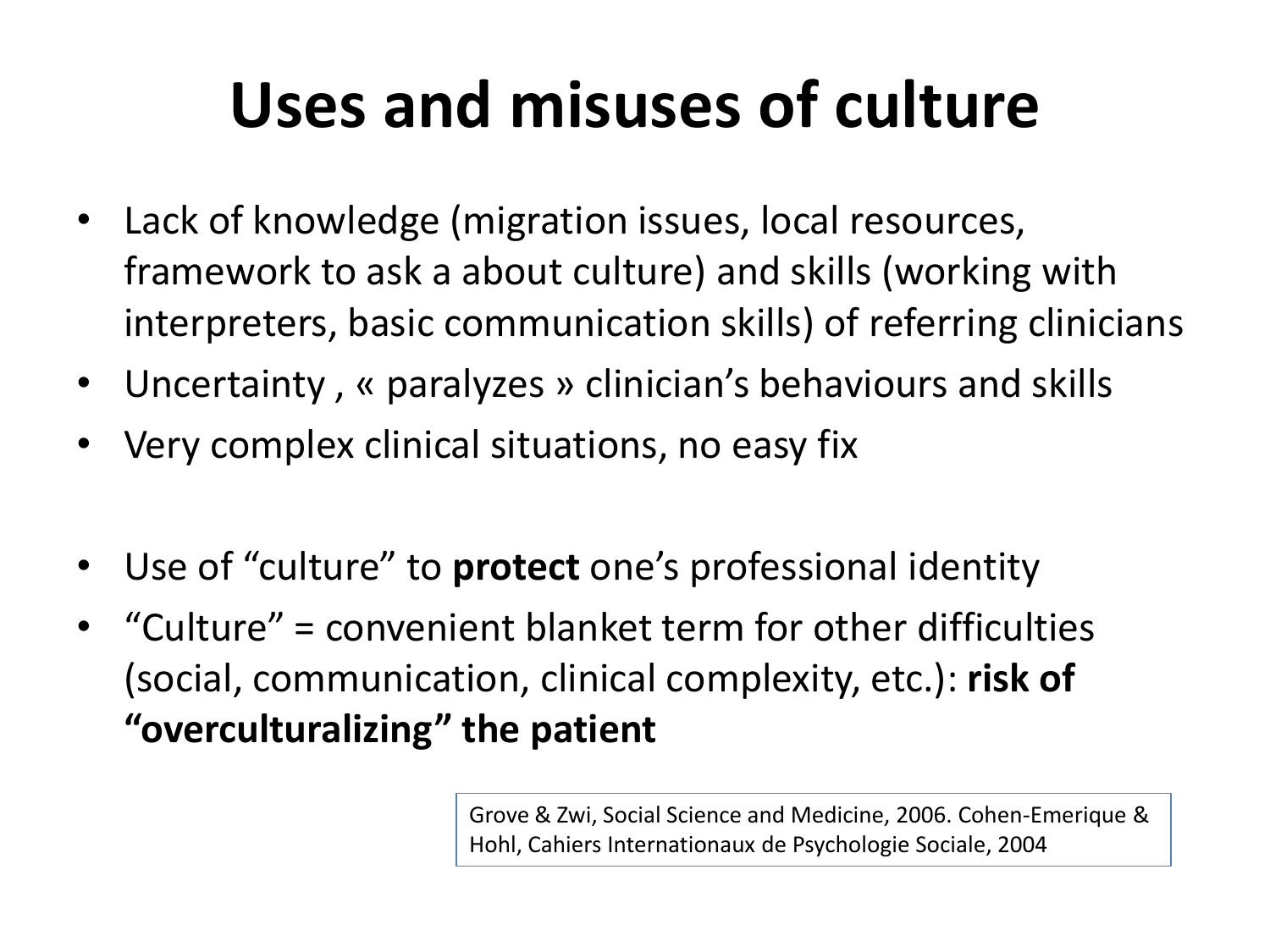# Uses and misuses of culture

- Lack of knowledge (migration issues, local resources, framework to ask a about culture) and skills (working with interpreters, basic communication skills) of referring clinicians
- Uncertainty , « paralyzes » clinician's behaviours and skills
- Very complex clinical situations, no easy fix

- Use of "culture" to **protect** one's professional identity
- "Culture" = convenient blanket term for other difficulties (social, communication, clinical complexity, etc.): **risk of "overculturalizing" the patient**

Grove & Zwi, Social Science and Medicine, 2006. Cohen-Emerique & Hohl, Cahiers Internationaux de Psychologie Sociale, 2004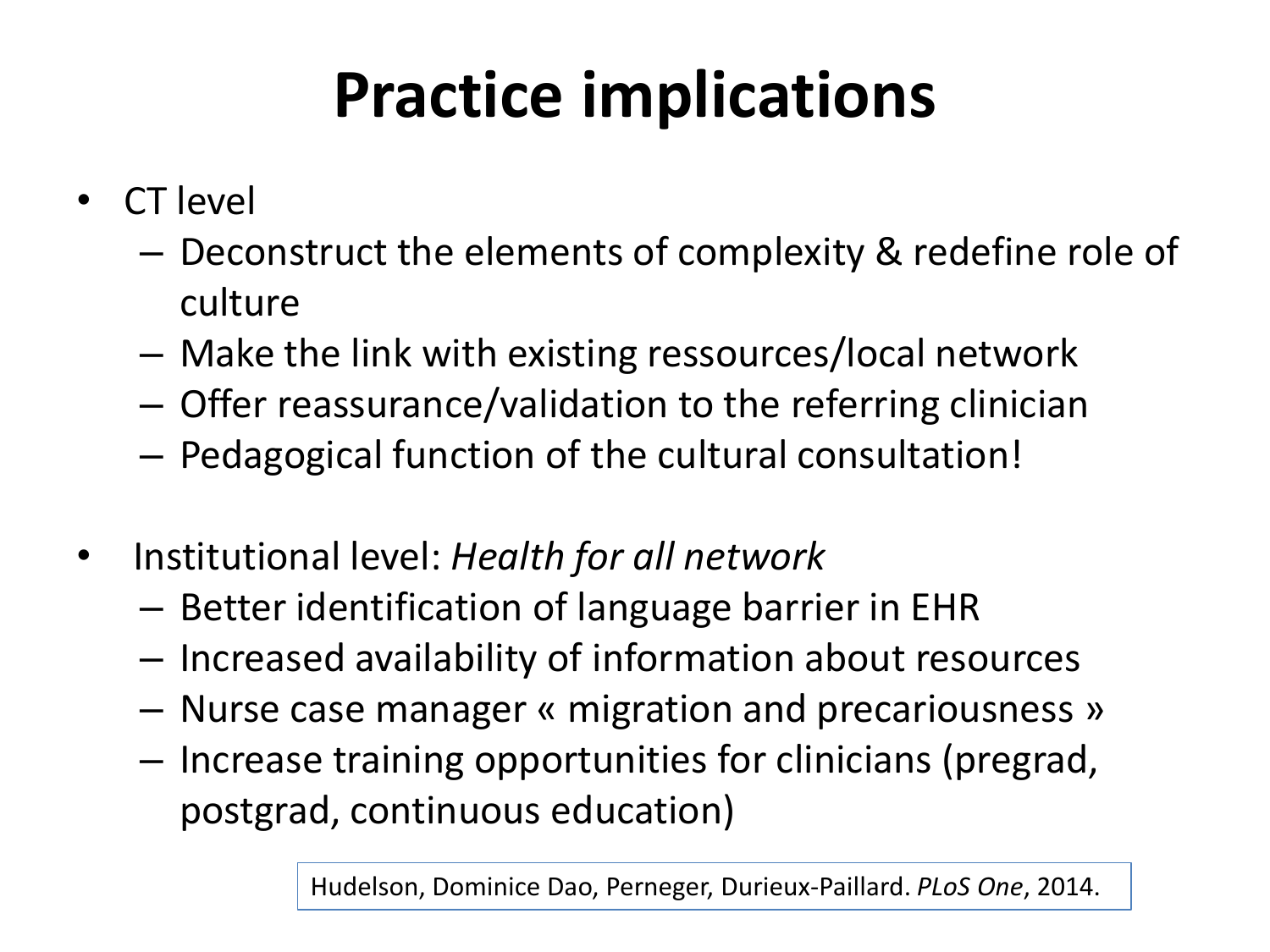# Practice implications

- CT level
  - Deconstruct the elements of complexity & redefine role of culture
  - Make the link with existing ressources/local network
  - Offer reassurance/validation to the referring clinician
  - Pedagogical function of the cultural consultation!

- Institutional level: *Health for all network*
  - Better identification of language barrier in EHR
  - Increased availability of information about resources
  - Nurse case manager « migration and precariousness »
  - Increase training opportunities for clinicians (pregrad, postgrad, continuous education)

Hudelson, Dominice Dao, Perneger, Durieux-Paillard. *PLoS One*, 2014.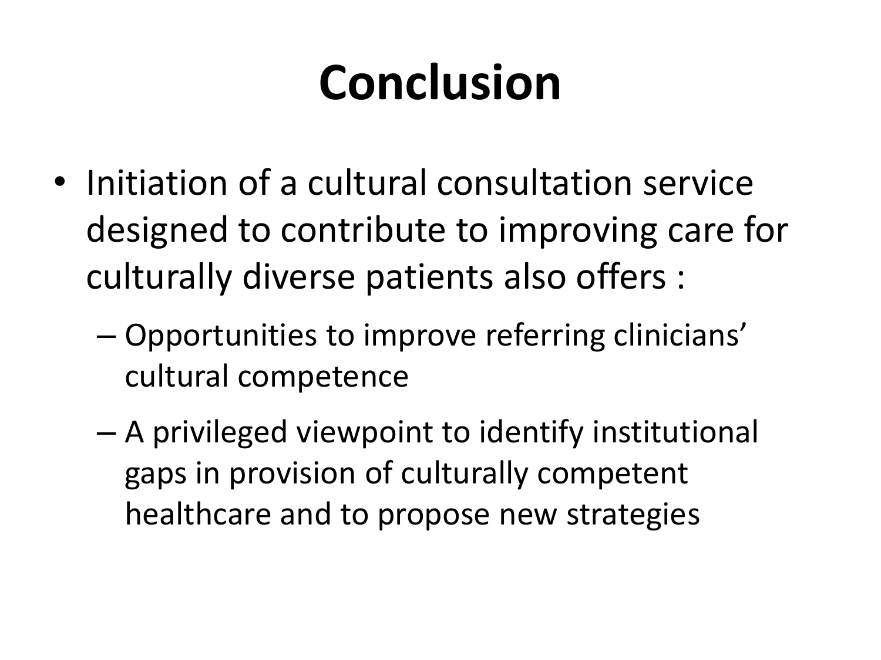# Conclusion

- Initiation of a cultural consultation service designed to contribute to improving care for culturally diverse patients also offers :
  - Opportunities to improve referring clinicians' cultural competence
  - A privileged viewpoint to identify institutional gaps in provision of culturally competent healthcare and to propose new strategies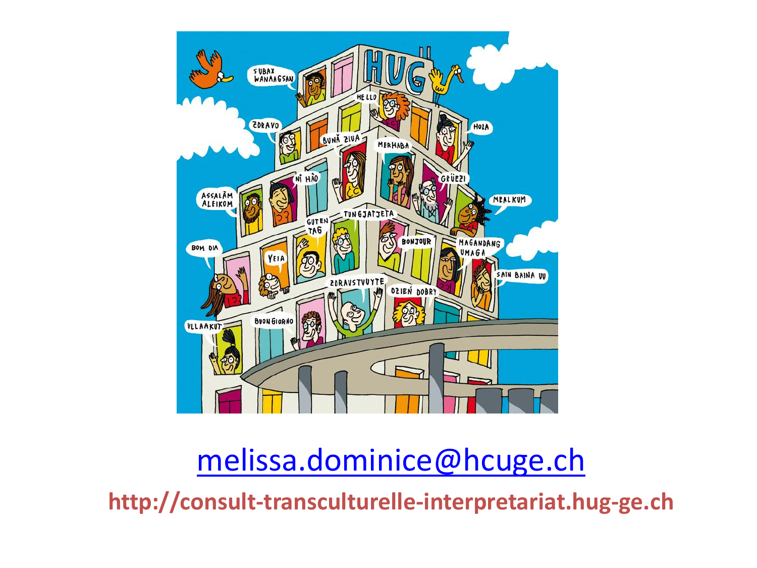melissa.dominice@hcuge.ch

**http://consult-transculturelle-interpretariat.hug-ge.ch**